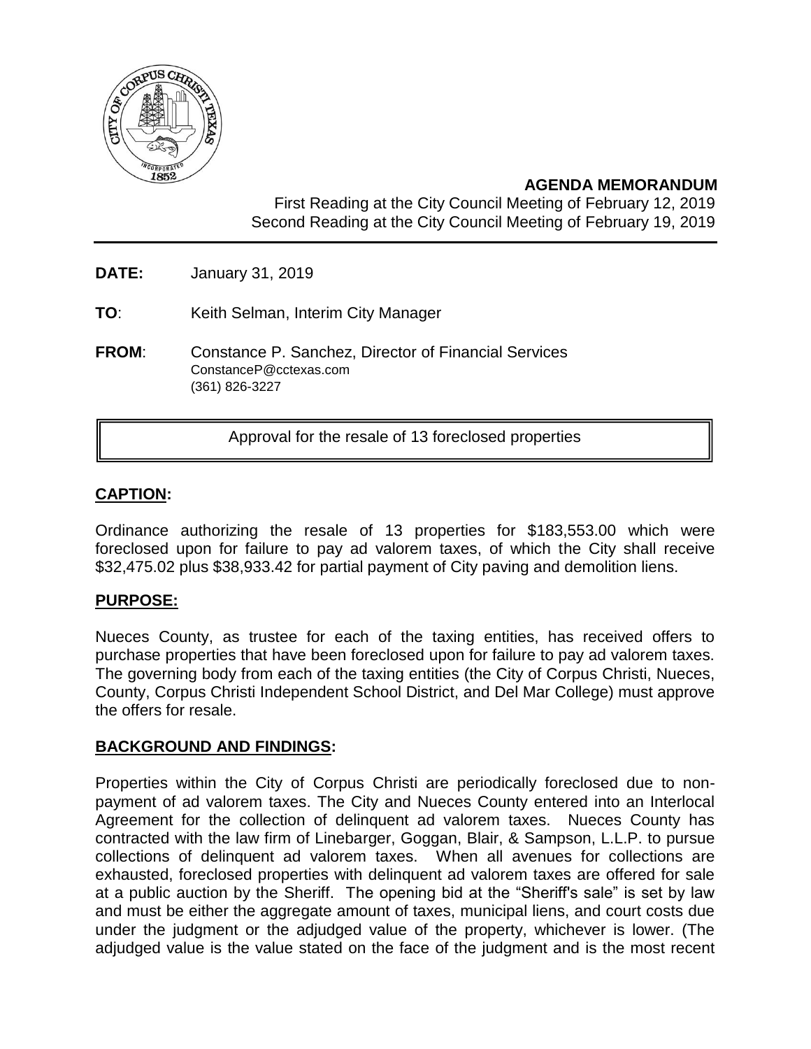**AGENDA MEMORANDUM**

First Reading at the City Council Meeting of February 12, 2019
Second Reading at the City Council Meeting of February 19, 2019

**DATE:** January 31, 2019

**TO**: Keith Selman, Interim City Manager

**FROM**: Constance P. Sanchez, Director of Financial Services
ConstanceP@cctexas.com
(361) 826-3227

Approval for the resale of 13 foreclosed properties

## CAPTION:

Ordinance authorizing the resale of 13 properties for $183,553.00 which were foreclosed upon for failure to pay ad valorem taxes, of which the City shall receive $32,475.02 plus $38,933.42 for partial payment of City paving and demolition liens.

## PURPOSE:

Nueces County, as trustee for each of the taxing entities, has received offers to purchase properties that have been foreclosed upon for failure to pay ad valorem taxes. The governing body from each of the taxing entities (the City of Corpus Christi, Nueces, County, Corpus Christi Independent School District, and Del Mar College) must approve the offers for resale.

## BACKGROUND AND FINDINGS:

Properties within the City of Corpus Christi are periodically foreclosed due to non-payment of ad valorem taxes. The City and Nueces County entered into an Interlocal Agreement for the collection of delinquent ad valorem taxes. Nueces County has contracted with the law firm of Linebarger, Goggan, Blair, & Sampson, L.L.P. to pursue collections of delinquent ad valorem taxes. When all avenues for collections are exhausted, foreclosed properties with delinquent ad valorem taxes are offered for sale at a public auction by the Sheriff. The opening bid at the "Sheriff's sale" is set by law and must be either the aggregate amount of taxes, municipal liens, and court costs due under the judgment or the adjudged value of the property, whichever is lower. (The adjudged value is the value stated on the face of the judgment and is the most recent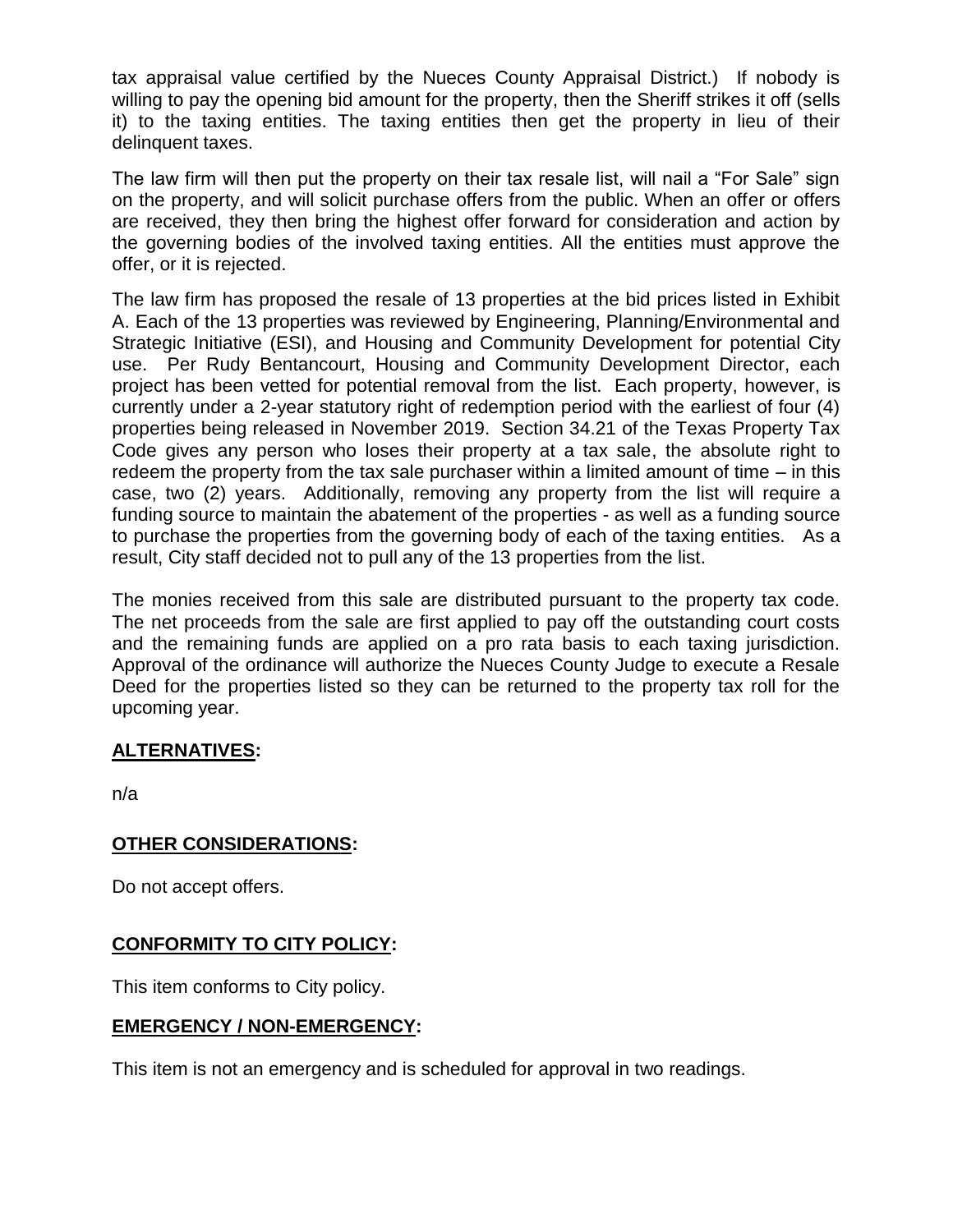tax appraisal value certified by the Nueces County Appraisal District.) If nobody is willing to pay the opening bid amount for the property, then the Sheriff strikes it off (sells it) to the taxing entities. The taxing entities then get the property in lieu of their delinquent taxes.

The law firm will then put the property on their tax resale list, will nail a "For Sale" sign on the property, and will solicit purchase offers from the public. When an offer or offers are received, they then bring the highest offer forward for consideration and action by the governing bodies of the involved taxing entities. All the entities must approve the offer, or it is rejected.

The law firm has proposed the resale of 13 properties at the bid prices listed in Exhibit A. Each of the 13 properties was reviewed by Engineering, Planning/Environmental and Strategic Initiative (ESI), and Housing and Community Development for potential City use. Per Rudy Bentancourt, Housing and Community Development Director, each project has been vetted for potential removal from the list. Each property, however, is currently under a 2-year statutory right of redemption period with the earliest of four (4) properties being released in November 2019. Section 34.21 of the Texas Property Tax Code gives any person who loses their property at a tax sale, the absolute right to redeem the property from the tax sale purchaser within a limited amount of time – in this case, two (2) years. Additionally, removing any property from the list will require a funding source to maintain the abatement of the properties - as well as a funding source to purchase the properties from the governing body of each of the taxing entities. As a result, City staff decided not to pull any of the 13 properties from the list.

The monies received from this sale are distributed pursuant to the property tax code. The net proceeds from the sale are first applied to pay off the outstanding court costs and the remaining funds are applied on a pro rata basis to each taxing jurisdiction. Approval of the ordinance will authorize the Nueces County Judge to execute a Resale Deed for the properties listed so they can be returned to the property tax roll for the upcoming year.

## ALTERNATIVES:

n/a

## OTHER CONSIDERATIONS:

Do not accept offers.

## CONFORMITY TO CITY POLICY:

This item conforms to City policy.

## EMERGENCY / NON-EMERGENCY:

This item is not an emergency and is scheduled for approval in two readings.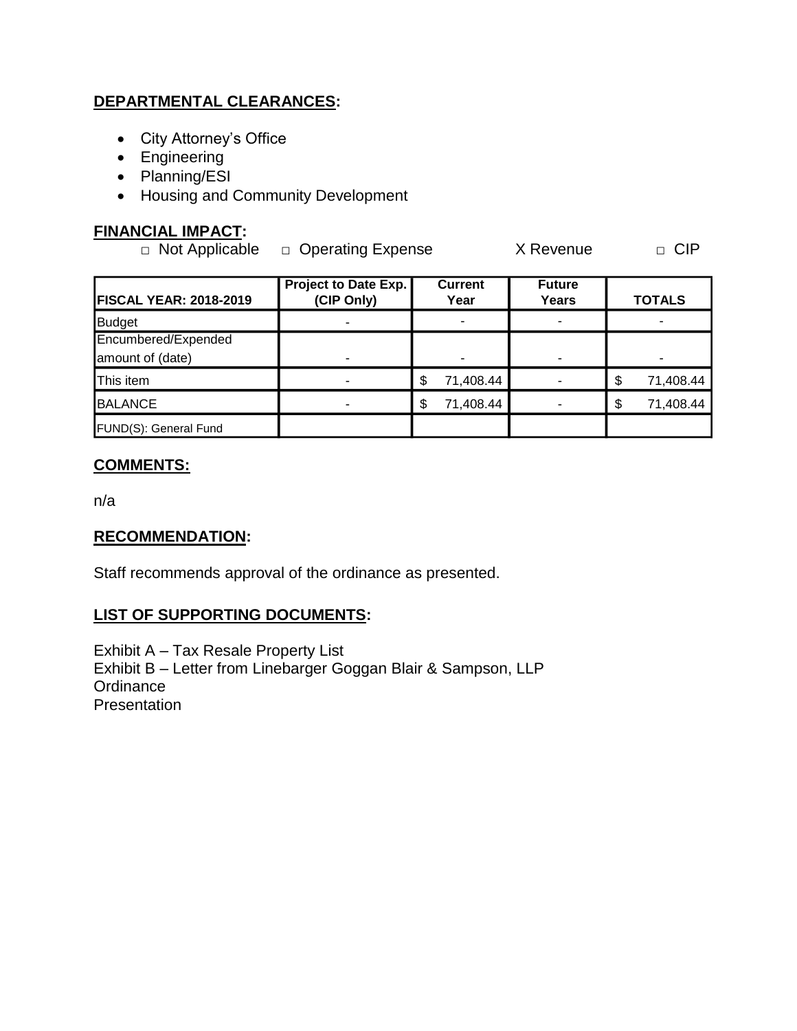## DEPARTMENTAL CLEARANCES:

- City Attorney's Office
- Engineering
- Planning/ESI
- Housing and Community Development

## FINANCIAL IMPACT:

□ Not Applicable □ Operating Expense X Revenue □ CIP

| FISCAL YEAR: 2018-2019 | Project to Date Exp. (CIP Only) | Current Year | Future Years | TOTALS |
|---|---|---|---|---|
| Budget | - | - | - | - |
| Encumbered/Expended amount of (date) | - | - | - | - |
| This item | - | $ 71,408.44 | - | $ 71,408.44 |
| BALANCE | - | $ 71,408.44 | - | $ 71,408.44 |
| FUND(S): General Fund | | | | |

## COMMENTS:

n/a

## RECOMMENDATION:

Staff recommends approval of the ordinance as presented.

## LIST OF SUPPORTING DOCUMENTS:

Exhibit A – Tax Resale Property List
Exhibit B – Letter from Linebarger Goggan Blair & Sampson, LLP
Ordinance
Presentation